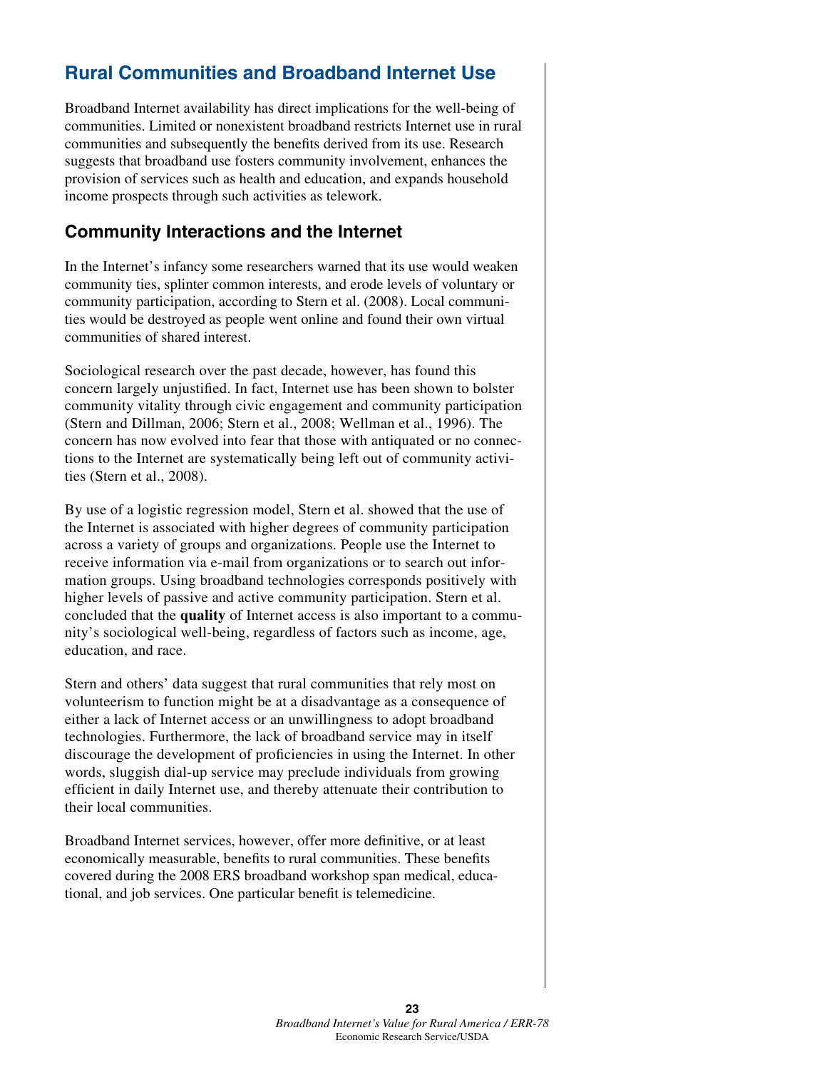## Rural Communities and Broadband Internet Use

Broadband Internet availability has direct implications for the well-being of communities. Limited or nonexistent broadband restricts Internet use in rural communities and subsequently the benefits derived from its use. Research suggests that broadband use fosters community involvement, enhances the provision of services such as health and education, and expands household income prospects through such activities as telework.

### Community Interactions and the Internet

In the Internet's infancy some researchers warned that its use would weaken community ties, splinter common interests, and erode levels of voluntary or community participation, according to Stern et al. (2008). Local communities would be destroyed as people went online and found their own virtual communities of shared interest.

Sociological research over the past decade, however, has found this concern largely unjustified. In fact, Internet use has been shown to bolster community vitality through civic engagement and community participation (Stern and Dillman, 2006; Stern et al., 2008; Wellman et al., 1996). The concern has now evolved into fear that those with antiquated or no connections to the Internet are systematically being left out of community activities (Stern et al., 2008).

By use of a logistic regression model, Stern et al. showed that the use of the Internet is associated with higher degrees of community participation across a variety of groups and organizations. People use the Internet to receive information via e-mail from organizations or to search out information groups. Using broadband technologies corresponds positively with higher levels of passive and active community participation. Stern et al. concluded that the **quality** of Internet access is also important to a community's sociological well-being, regardless of factors such as income, age, education, and race.

Stern and others' data suggest that rural communities that rely most on volunteerism to function might be at a disadvantage as a consequence of either a lack of Internet access or an unwillingness to adopt broadband technologies. Furthermore, the lack of broadband service may in itself discourage the development of proficiencies in using the Internet. In other words, sluggish dial-up service may preclude individuals from growing efficient in daily Internet use, and thereby attenuate their contribution to their local communities.

Broadband Internet services, however, offer more definitive, or at least economically measurable, benefits to rural communities. These benefits covered during the 2008 ERS broadband workshop span medical, educational, and job services. One particular benefit is telemedicine.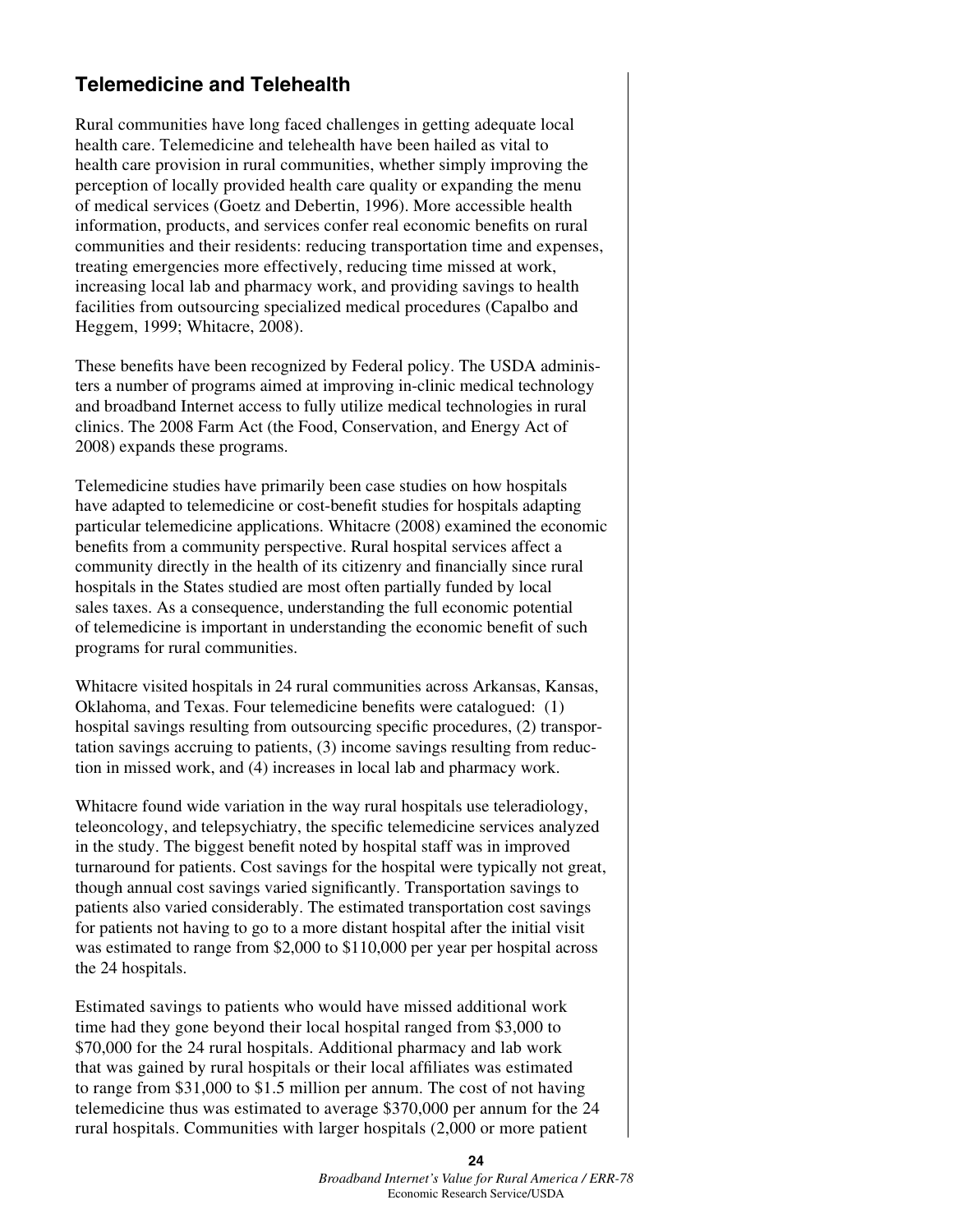## Telemedicine and Telehealth

Rural communities have long faced challenges in getting adequate local health care. Telemedicine and telehealth have been hailed as vital to health care provision in rural communities, whether simply improving the perception of locally provided health care quality or expanding the menu of medical services (Goetz and Debertin, 1996). More accessible health information, products, and services confer real economic benefits on rural communities and their residents: reducing transportation time and expenses, treating emergencies more effectively, reducing time missed at work, increasing local lab and pharmacy work, and providing savings to health facilities from outsourcing specialized medical procedures (Capalbo and Heggem, 1999; Whitacre, 2008).

These benefits have been recognized by Federal policy. The USDA administers a number of programs aimed at improving in-clinic medical technology and broadband Internet access to fully utilize medical technologies in rural clinics. The 2008 Farm Act (the Food, Conservation, and Energy Act of 2008) expands these programs.

Telemedicine studies have primarily been case studies on how hospitals have adapted to telemedicine or cost-benefit studies for hospitals adapting particular telemedicine applications. Whitacre (2008) examined the economic benefits from a community perspective. Rural hospital services affect a community directly in the health of its citizenry and financially since rural hospitals in the States studied are most often partially funded by local sales taxes. As a consequence, understanding the full economic potential of telemedicine is important in understanding the economic benefit of such programs for rural communities.

Whitacre visited hospitals in 24 rural communities across Arkansas, Kansas, Oklahoma, and Texas. Four telemedicine benefits were catalogued: (1) hospital savings resulting from outsourcing specific procedures, (2) transportation savings accruing to patients, (3) income savings resulting from reduction in missed work, and (4) increases in local lab and pharmacy work.

Whitacre found wide variation in the way rural hospitals use teleradiology, teleoncology, and telepsychiatry, the specific telemedicine services analyzed in the study. The biggest benefit noted by hospital staff was in improved turnaround for patients. Cost savings for the hospital were typically not great, though annual cost savings varied significantly. Transportation savings to patients also varied considerably. The estimated transportation cost savings for patients not having to go to a more distant hospital after the initial visit was estimated to range from $2,000 to $110,000 per year per hospital across the 24 hospitals.

Estimated savings to patients who would have missed additional work time had they gone beyond their local hospital ranged from $3,000 to $70,000 for the 24 rural hospitals. Additional pharmacy and lab work that was gained by rural hospitals or their local affiliates was estimated to range from $31,000 to $1.5 million per annum. The cost of not having telemedicine thus was estimated to average $370,000 per annum for the 24 rural hospitals. Communities with larger hospitals (2,000 or more patient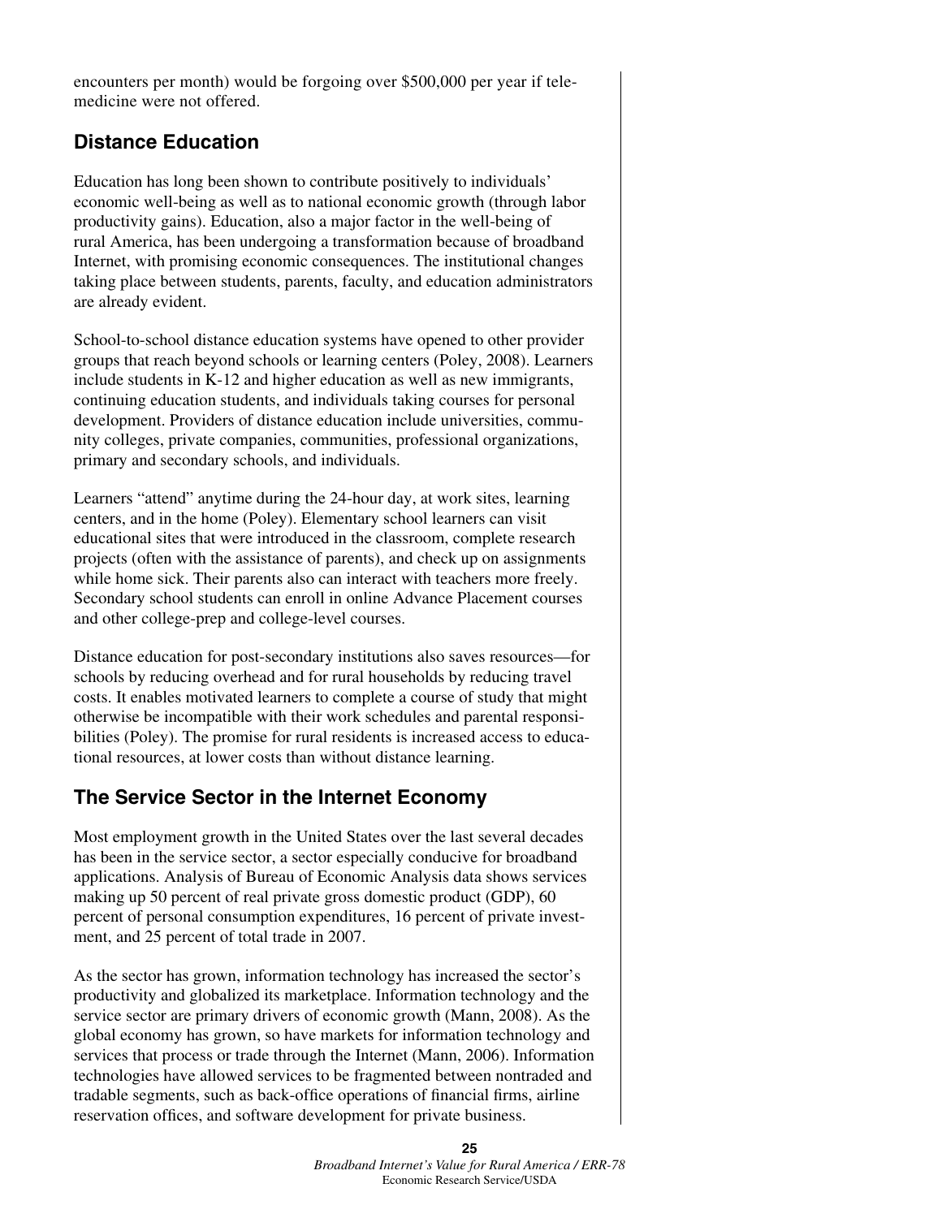encounters per month) would be forgoing over $500,000 per year if telemedicine were not offered.

## Distance Education

Education has long been shown to contribute positively to individuals' economic well-being as well as to national economic growth (through labor productivity gains). Education, also a major factor in the well-being of rural America, has been undergoing a transformation because of broadband Internet, with promising economic consequences. The institutional changes taking place between students, parents, faculty, and education administrators are already evident.

School-to-school distance education systems have opened to other provider groups that reach beyond schools or learning centers (Poley, 2008). Learners include students in K-12 and higher education as well as new immigrants, continuing education students, and individuals taking courses for personal development. Providers of distance education include universities, community colleges, private companies, communities, professional organizations, primary and secondary schools, and individuals.

Learners "attend" anytime during the 24-hour day, at work sites, learning centers, and in the home (Poley). Elementary school learners can visit educational sites that were introduced in the classroom, complete research projects (often with the assistance of parents), and check up on assignments while home sick. Their parents also can interact with teachers more freely. Secondary school students can enroll in online Advance Placement courses and other college-prep and college-level courses.

Distance education for post-secondary institutions also saves resources—for schools by reducing overhead and for rural households by reducing travel costs. It enables motivated learners to complete a course of study that might otherwise be incompatible with their work schedules and parental responsibilities (Poley). The promise for rural residents is increased access to educational resources, at lower costs than without distance learning.

## The Service Sector in the Internet Economy

Most employment growth in the United States over the last several decades has been in the service sector, a sector especially conducive for broadband applications. Analysis of Bureau of Economic Analysis data shows services making up 50 percent of real private gross domestic product (GDP), 60 percent of personal consumption expenditures, 16 percent of private investment, and 25 percent of total trade in 2007.

As the sector has grown, information technology has increased the sector's productivity and globalized its marketplace. Information technology and the service sector are primary drivers of economic growth (Mann, 2008). As the global economy has grown, so have markets for information technology and services that process or trade through the Internet (Mann, 2006). Information technologies have allowed services to be fragmented between nontraded and tradable segments, such as back-office operations of financial firms, airline reservation offices, and software development for private business.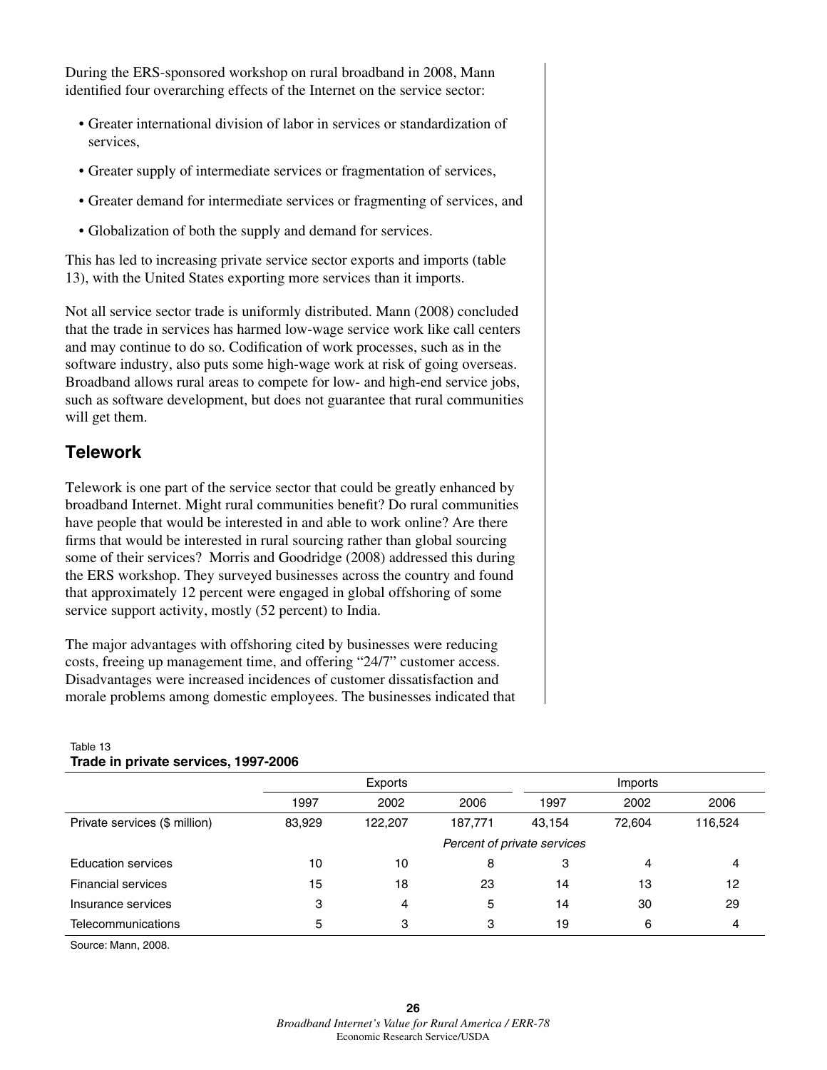During the ERS-sponsored workshop on rural broadband in 2008, Mann identified four overarching effects of the Internet on the service sector:

- Greater international division of labor in services or standardization of services,
- Greater supply of intermediate services or fragmentation of services,
- Greater demand for intermediate services or fragmenting of services, and
- Globalization of both the supply and demand for services.

This has led to increasing private service sector exports and imports (table 13), with the United States exporting more services than it imports.

Not all service sector trade is uniformly distributed. Mann (2008) concluded that the trade in services has harmed low-wage service work like call centers and may continue to do so. Codification of work processes, such as in the software industry, also puts some high-wage work at risk of going overseas. Broadband allows rural areas to compete for low- and high-end service jobs, such as software development, but does not guarantee that rural communities will get them.

## Telework

Telework is one part of the service sector that could be greatly enhanced by broadband Internet. Might rural communities benefit? Do rural communities have people that would be interested in and able to work online? Are there firms that would be interested in rural sourcing rather than global sourcing some of their services? Morris and Goodridge (2008) addressed this during the ERS workshop. They surveyed businesses across the country and found that approximately 12 percent were engaged in global offshoring of some service support activity, mostly (52 percent) to India.

The major advantages with offshoring cited by businesses were reducing costs, freeing up management time, and offering "24/7" customer access. Disadvantages were increased incidences of customer dissatisfaction and morale problems among domestic employees. The businesses indicated that

Table 13
**Trade in private services, 1997-2006**

| | Exports | | | Imports | | |
|---|---|---|---|---|---|---|
| | 1997 | 2002 | 2006 | 1997 | 2002 | 2006 |
| Private services ($ million) | 83,929 | 122,207 | 187,771 | 43,154 | 72,604 | 116,524 |
| | | | *Percent of private services* | | | |
| Education services | 10 | 10 | 8 | 3 | 4 | 4 |
| Financial services | 15 | 18 | 23 | 14 | 13 | 12 |
| Insurance services | 3 | 4 | 5 | 14 | 30 | 29 |
| Telecommunications | 5 | 3 | 3 | 19 | 6 | 4 |

Source: Mann, 2008.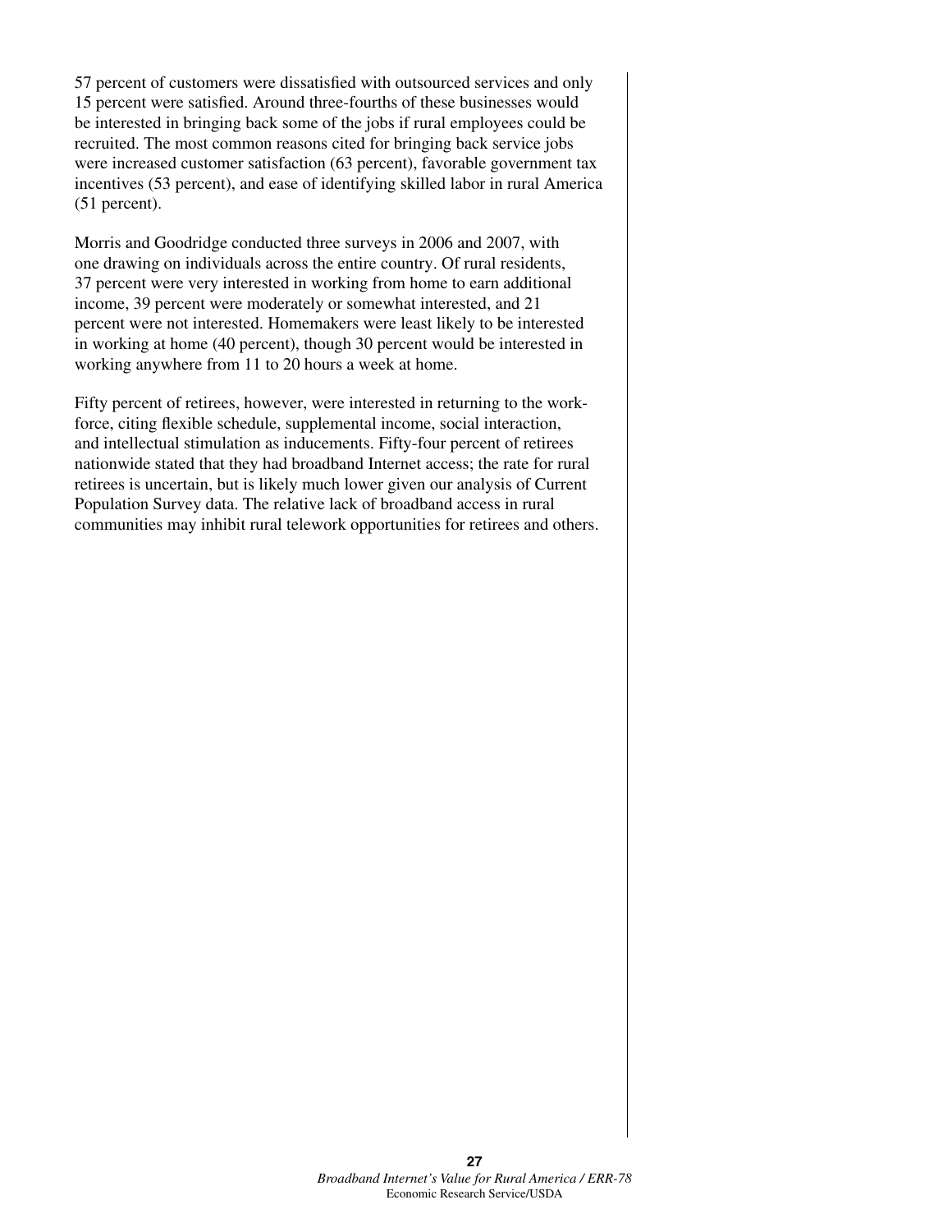57 percent of customers were dissatisfied with outsourced services and only 15 percent were satisfied. Around three-fourths of these businesses would be interested in bringing back some of the jobs if rural employees could be recruited. The most common reasons cited for bringing back service jobs were increased customer satisfaction (63 percent), favorable government tax incentives (53 percent), and ease of identifying skilled labor in rural America (51 percent).

Morris and Goodridge conducted three surveys in 2006 and 2007, with one drawing on individuals across the entire country. Of rural residents, 37 percent were very interested in working from home to earn additional income, 39 percent were moderately or somewhat interested, and 21 percent were not interested. Homemakers were least likely to be interested in working at home (40 percent), though 30 percent would be interested in working anywhere from 11 to 20 hours a week at home.

Fifty percent of retirees, however, were interested in returning to the workforce, citing flexible schedule, supplemental income, social interaction, and intellectual stimulation as inducements. Fifty-four percent of retirees nationwide stated that they had broadband Internet access; the rate for rural retirees is uncertain, but is likely much lower given our analysis of Current Population Survey data. The relative lack of broadband access in rural communities may inhibit rural telework opportunities for retirees and others.